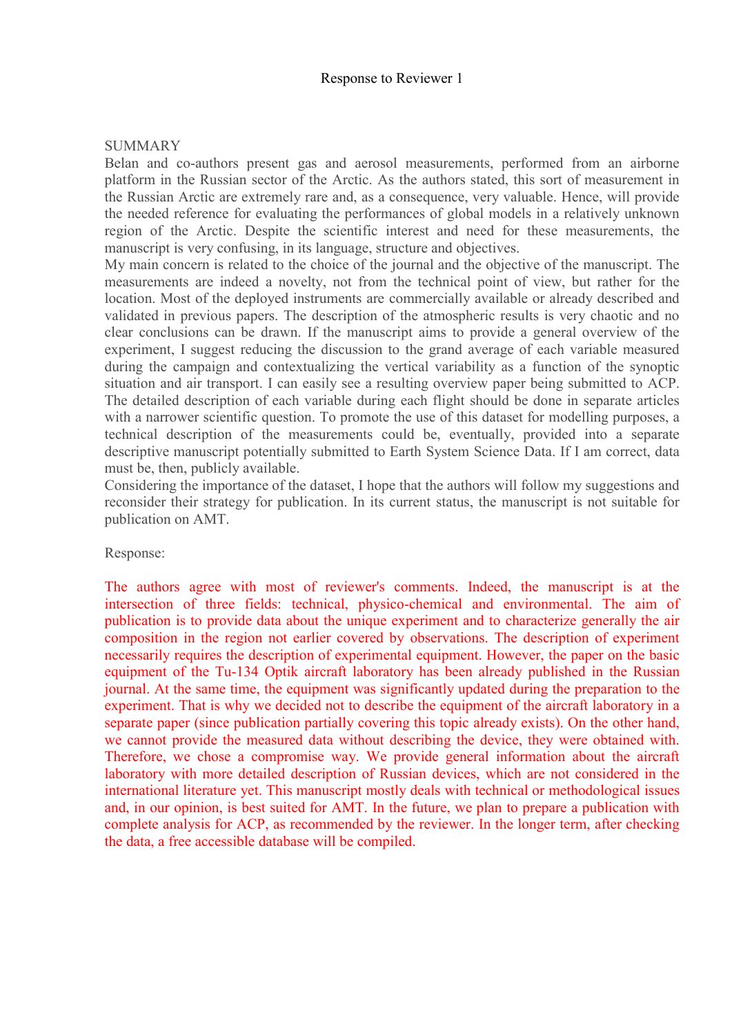# Response to Reviewer 1

SUMMARY

Belan and co-authors present gas and aerosol measurements, performed from an airborne platform in the Russian sector of the Arctic. As the authors stated, this sort of measurement in the Russian Arctic are extremely rare and, as a consequence, very valuable. Hence, will provide the needed reference for evaluating the performances of global models in a relatively unknown region of the Arctic. Despite the scientific interest and need for these measurements, the manuscript is very confusing, in its language, structure and objectives.

My main concern is related to the choice of the journal and the objective of the manuscript. The measurements are indeed a novelty, not from the technical point of view, but rather for the location. Most of the deployed instruments are commercially available or already described and validated in previous papers. The description of the atmospheric results is very chaotic and no clear conclusions can be drawn. If the manuscript aims to provide a general overview of the experiment, I suggest reducing the discussion to the grand average of each variable measured during the campaign and contextualizing the vertical variability as a function of the synoptic situation and air transport. I can easily see a resulting overview paper being submitted to ACP. The detailed description of each variable during each flight should be done in separate articles with a narrower scientific question. To promote the use of this dataset for modelling purposes, a technical description of the measurements could be, eventually, provided into a separate descriptive manuscript potentially submitted to Earth System Science Data. If I am correct, data must be, then, publicly available.

Considering the importance of the dataset, I hope that the authors will follow my suggestions and reconsider their strategy for publication. In its current status, the manuscript is not suitable for publication on AMT.

Response:

The authors agree with most of reviewer's comments. Indeed, the manuscript is at the intersection of three fields: technical, physico-chemical and environmental. The aim of publication is to provide data about the unique experiment and to characterize generally the air composition in the region not earlier covered by observations. The description of experiment necessarily requires the description of experimental equipment. However, the paper on the basic equipment of the Tu-134 Optik aircraft laboratory has been already published in the Russian journal. At the same time, the equipment was significantly updated during the preparation to the experiment. That is why we decided not to describe the equipment of the aircraft laboratory in a separate paper (since publication partially covering this topic already exists). On the other hand, we cannot provide the measured data without describing the device, they were obtained with. Therefore, we chose a compromise way. We provide general information about the aircraft laboratory with more detailed description of Russian devices, which are not considered in the international literature yet. This manuscript mostly deals with technical or methodological issues and, in our opinion, is best suited for AMT. In the future, we plan to prepare a publication with complete analysis for ACP, as recommended by the reviewer. In the longer term, after checking the data, a free accessible database will be compiled.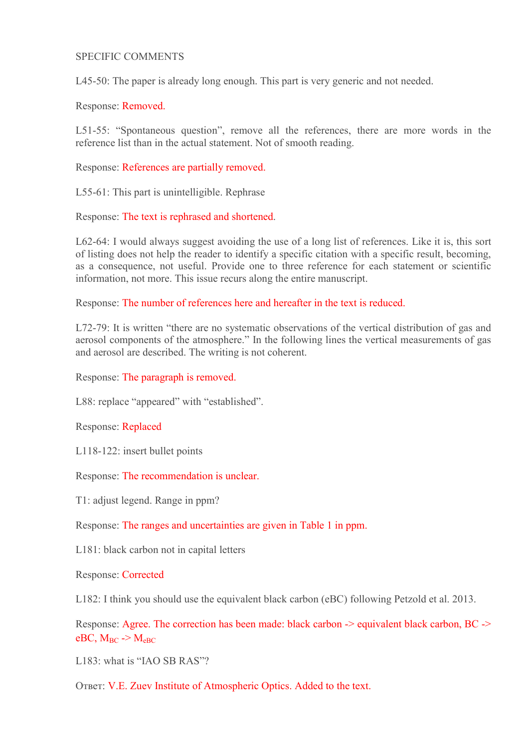SPECIFIC COMMENTS

L45-50: The paper is already long enough. This part is very generic and not needed.

Response: Removed.

L51-55: "Spontaneous question", remove all the references, there are more words in the reference list than in the actual statement. Not of smooth reading.

Response: References are partially removed.

L55-61: This part is unintelligible. Rephrase

Response: The text is rephrased and shortened.

L62-64: I would always suggest avoiding the use of a long list of references. Like it is, this sort of listing does not help the reader to identify a specific citation with a specific result, becoming, as a consequence, not useful. Provide one to three reference for each statement or scientific information, not more. This issue recurs along the entire manuscript.

Response: The number of references here and hereafter in the text is reduced.

L72-79: It is written "there are no systematic observations of the vertical distribution of gas and aerosol components of the atmosphere." In the following lines the vertical measurements of gas and aerosol are described. The writing is not coherent.

Response: The paragraph is removed.

L88: replace "appeared" with "established".

Response: Replaced

L118-122: insert bullet points

Response: The recommendation is unclear.

T1: adjust legend. Range in ppm?

Response: The ranges and uncertainties are given in Table 1 in ppm.

L181: black carbon not in capital letters

Response: Corrected

L182: I think you should use the equivalent black carbon (eBC) following Petzold et al. 2013.

Response: Agree. The correction has been made: black carbon -> equivalent black carbon, BC -> eBC, $M_{BC}$ -> $M_{eBC}$

L183: what is "IAO SB RAS"?

Ответ: V.E. Zuev Institute of Atmospheric Optics. Added to the text.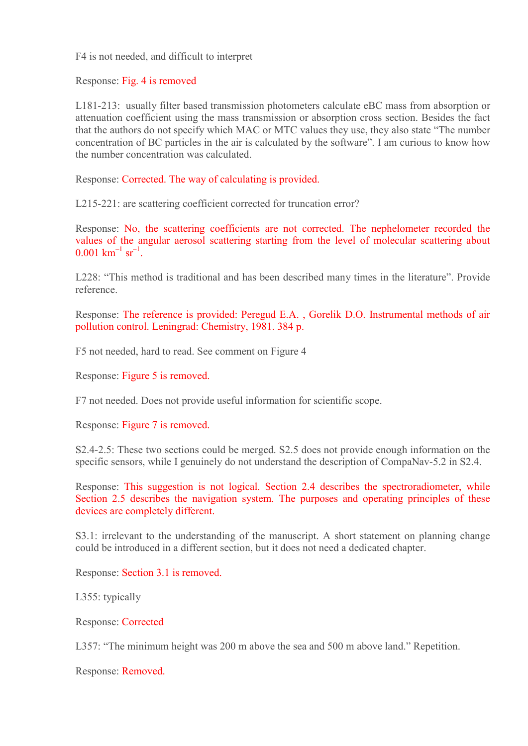F4 is not needed, and difficult to interpret

Response: Fig. 4 is removed

L181-213: usually filter based transmission photometers calculate eBC mass from absorption or attenuation coefficient using the mass transmission or absorption cross section. Besides the fact that the authors do not specify which MAC or MTC values they use, they also state "The number concentration of BC particles in the air is calculated by the software". I am curious to know how the number concentration was calculated.

Response: Corrected. The way of calculating is provided.

L215-221: are scattering coefficient corrected for truncation error?

Response: No, the scattering coefficients are not corrected. The nephelometer recorded the values of the angular aerosol scattering starting from the level of molecular scattering about 0.001 $km^{-1}$ $sr^{-1}$.

L228: "This method is traditional and has been described many times in the literature". Provide reference.

Response: The reference is provided: Peregud E.A. , Gorelik D.O. Instrumental methods of air pollution control. Leningrad: Chemistry, 1981. 384 p.

F5 not needed, hard to read. See comment on Figure 4

Response: Figure 5 is removed.

F7 not needed. Does not provide useful information for scientific scope.

Response: Figure 7 is removed.

S2.4-2.5: These two sections could be merged. S2.5 does not provide enough information on the specific sensors, while I genuinely do not understand the description of CompaNav-5.2 in S2.4.

Response: This suggestion is not logical. Section 2.4 describes the spectroradiometer, while Section 2.5 describes the navigation system. The purposes and operating principles of these devices are completely different.

S3.1: irrelevant to the understanding of the manuscript. A short statement on planning change could be introduced in a different section, but it does not need a dedicated chapter.

Response: Section 3.1 is removed.

L355: typically

Response: Corrected

L357: "The minimum height was 200 m above the sea and 500 m above land." Repetition.

Response: Removed.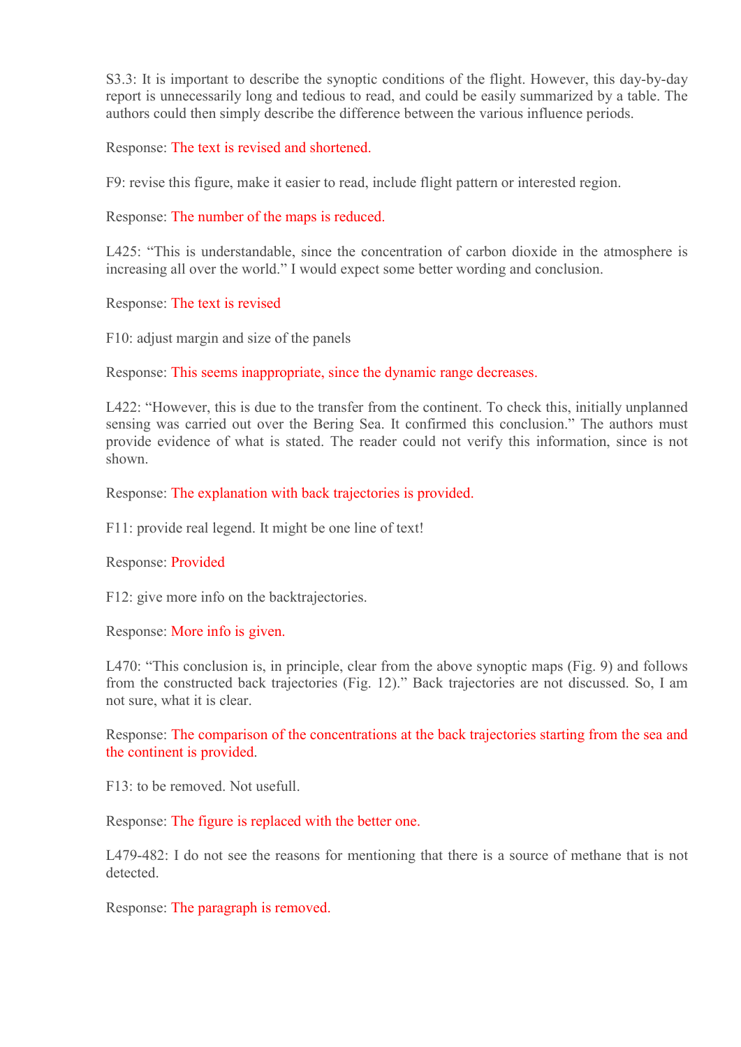S3.3: It is important to describe the synoptic conditions of the flight. However, this day-by-day report is unnecessarily long and tedious to read, and could be easily summarized by a table. The authors could then simply describe the difference between the various influence periods.

Response: The text is revised and shortened.

F9: revise this figure, make it easier to read, include flight pattern or interested region.

Response: The number of the maps is reduced.

L425: “This is understandable, since the concentration of carbon dioxide in the atmosphere is increasing all over the world.” I would expect some better wording and conclusion.

Response: The text is revised

F10: adjust margin and size of the panels

Response: This seems inappropriate, since the dynamic range decreases.

L422: “However, this is due to the transfer from the continent. To check this, initially unplanned sensing was carried out over the Bering Sea. It confirmed this conclusion.” The authors must provide evidence of what is stated. The reader could not verify this information, since is not shown.

Response: The explanation with back trajectories is provided.

F11: provide real legend. It might be one line of text!

Response: Provided

F12: give more info on the backtrajectories.

Response: More info is given.

L470: “This conclusion is, in principle, clear from the above synoptic maps (Fig. 9) and follows from the constructed back trajectories (Fig. 12).” Back trajectories are not discussed. So, I am not sure, what it is clear.

Response: The comparison of the concentrations at the back trajectories starting from the sea and the continent is provided.

F13: to be removed. Not usefull.

Response: The figure is replaced with the better one.

L479-482: I do not see the reasons for mentioning that there is a source of methane that is not detected.

Response: The paragraph is removed.